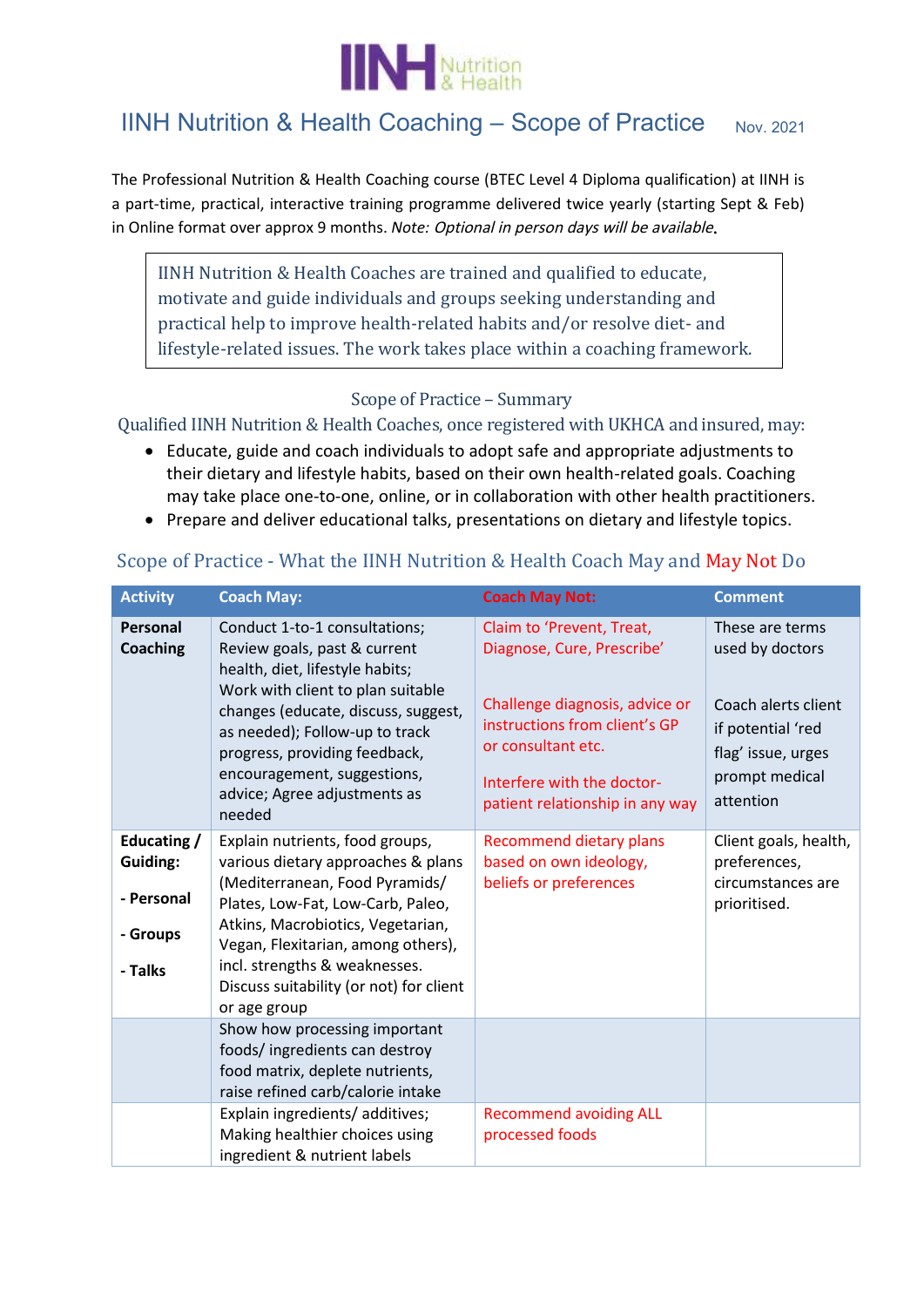# IINH Nutrition & Health Coaching – Scope of Practice

Nov. 2021

The Professional Nutrition & Health Coaching course (BTEC Level 4 Diploma qualification) at IINH is a part-time, practical, interactive training programme delivered twice yearly (starting Sept & Feb) in Online format over approx 9 months. *Note: Optional in person days will be available*.

> IINH Nutrition & Health Coaches are trained and qualified to educate, motivate and guide individuals and groups seeking understanding and practical help to improve health-related habits and/or resolve diet- and lifestyle-related issues. The work takes place within a coaching framework.

## Scope of Practice – Summary

Qualified IINH Nutrition & Health Coaches, once registered with UKHCA and insured, may:

- Educate, guide and coach individuals to adopt safe and appropriate adjustments to their dietary and lifestyle habits, based on their own health-related goals. Coaching may take place one-to-one, online, or in collaboration with other health practitioners.
- Prepare and deliver educational talks, presentations on dietary and lifestyle topics.

## Scope of Practice - What the IINH Nutrition & Health Coach May and May Not Do

| Activity | Coach May: | Coach May Not: | Comment |
|---|---|---|---|
| **Personal Coaching** | Conduct 1-to-1 consultations; Review goals, past & current health, diet, lifestyle habits; Work with client to plan suitable changes (educate, discuss, suggest, as needed); Follow-up to track progress, providing feedback, encouragement, suggestions, advice; Agree adjustments as needed | Claim to 'Prevent, Treat, Diagnose, Cure, Prescribe'<br><br>Challenge diagnosis, advice or instructions from client's GP or consultant etc.<br><br>Interfere with the doctor-patient relationship in any way | These are terms used by doctors<br><br>Coach alerts client if potential 'red flag' issue, urges prompt medical attention |
| **Educating / Guiding:**<br>**- Personal**<br>**- Groups**<br>**- Talks** | Explain nutrients, food groups, various dietary approaches & plans (Mediterranean, Food Pyramids/ Plates, Low-Fat, Low-Carb, Paleo, Atkins, Macrobiotics, Vegetarian, Vegan, Flexitarian, among others), incl. strengths & weaknesses. Discuss suitability (or not) for client or age group | Recommend dietary plans based on own ideology, beliefs or preferences | Client goals, health, preferences, circumstances are prioritised. |
| | Show how processing important foods/ ingredients can destroy food matrix, deplete nutrients, raise refined carb/calorie intake | | |
| | Explain ingredients/ additives; Making healthier choices using ingredient & nutrient labels | Recommend avoiding ALL processed foods | |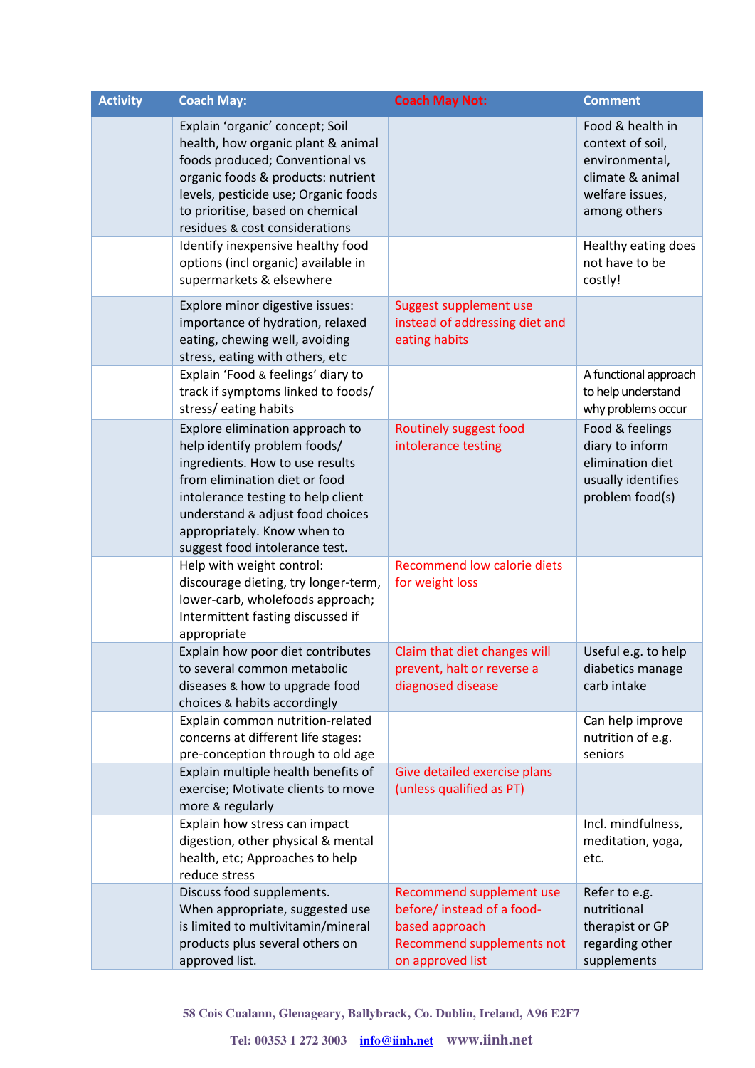| Activity | Coach May: | Coach May Not: | Comment |
|---|---|---|---|
| | Explain 'organic' concept; Soil health, how organic plant & animal foods produced; Conventional vs organic foods & products: nutrient levels, pesticide use; Organic foods to prioritise, based on chemical residues & cost considerations | | Food & health in context of soil, environmental, climate & animal welfare issues, among others |
| | Identify inexpensive healthy food options (incl organic) available in supermarkets & elsewhere | | Healthy eating does not have to be costly! |
| | Explore minor digestive issues: importance of hydration, relaxed eating, chewing well, avoiding stress, eating with others, etc | Suggest supplement use instead of addressing diet and eating habits | |
| | Explain 'Food & feelings' diary to track if symptoms linked to foods/ stress/ eating habits | | A functional approach to help understand why problems occur |
| | Explore elimination approach to help identify problem foods/ ingredients. How to use results from elimination diet or food intolerance testing to help client understand & adjust food choices appropriately. Know when to suggest food intolerance test. | Routinely suggest food intolerance testing | Food & feelings diary to inform elimination diet usually identifies problem food(s) |
| | Help with weight control: discourage dieting, try longer-term, lower-carb, wholefoods approach; Intermittent fasting discussed if appropriate | Recommend low calorie diets for weight loss | |
| | Explain how poor diet contributes to several common metabolic diseases & how to upgrade food choices & habits accordingly | Claim that diet changes will prevent, halt or reverse a diagnosed disease | Useful e.g. to help diabetics manage carb intake |
| | Explain common nutrition-related concerns at different life stages: pre-conception through to old age | | Can help improve nutrition of e.g. seniors |
| | Explain multiple health benefits of exercise; Motivate clients to move more & regularly | Give detailed exercise plans (unless qualified as PT) | |
| | Explain how stress can impact digestion, other physical & mental health, etc; Approaches to help reduce stress | | Incl. mindfulness, meditation, yoga, etc. |
| | Discuss food supplements. When appropriate, suggested use is limited to multivitamin/mineral products plus several others on approved list. | Recommend supplement use before/ instead of a food-based approach<br>Recommend supplements not on approved list | Refer to e.g. nutritional therapist or GP regarding other supplements |

58 Cois Cualann, Glenageary, Ballybrack, Co. Dublin, Ireland, A96 E2F7

Tel: 00353 1 272 3003 info@iinh.net www.iinh.net